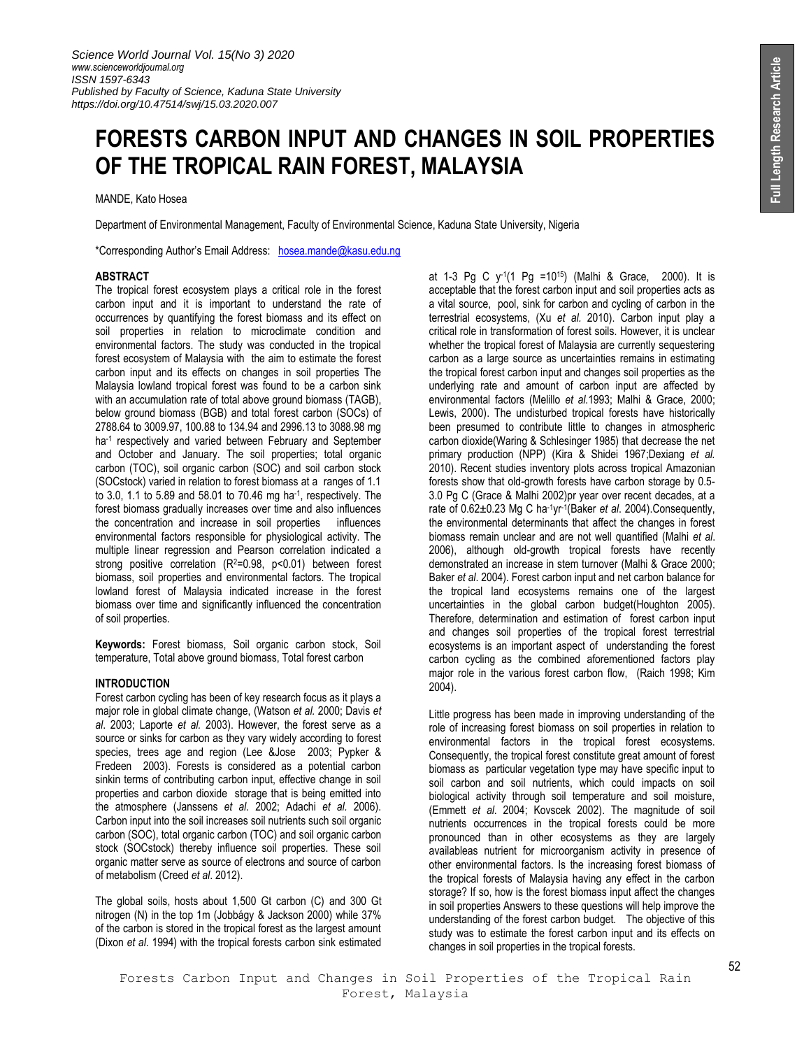# FORESTS CARBON INPUT AND CHANGES IN SOIL PROPERTIES OF THE TROPICAL RAIN FOREST, MALAYSIA

MANDE, Kato Hosea

Department of Environmental Management, Faculty of Environmental Science, Kaduna State University, Nigeria

*Corresponding Author's Email Address: hosea.mande@kasu.edu.ng

## ABSTRACT

The tropical forest ecosystem plays a critical role in the forest carbon input and it is important to understand the rate of occurrences by quantifying the forest biomass and its effect on soil properties in relation to microclimate condition and environmental factors. The study was conducted in the tropical forest ecosystem of Malaysia with the aim to estimate the forest carbon input and its effects on changes in soil properties The Malaysia lowland tropical forest was found to be a carbon sink with an accumulation rate of total above ground biomass (TAGB), below ground biomass (BGB) and total forest carbon (SOCs) of 2788.64 to 3009.97, 100.88 to 134.94 and 2996.13 to 3088.98 mg ha$^{-1}$ respectively and varied between February and September and October and January. The soil properties; total organic carbon (TOC), soil organic carbon (SOC) and soil carbon stock (SOCstock) varied in relation to forest biomass at a ranges of 1.1 to 3.0, 1.1 to 5.89 and 58.01 to 70.46 mg ha$^{-1}$, respectively. The forest biomass gradually increases over time and also influences the concentration and increase in soil properties influences environmental factors responsible for physiological activity. The multiple linear regression and Pearson correlation indicated a strong positive correlation ($R^2$=0.98, p<0.01) between forest biomass, soil properties and environmental factors. The tropical lowland forest of Malaysia indicated increase in the forest biomass over time and significantly influenced the concentration of soil properties.

**Keywords:** Forest biomass, Soil organic carbon stock, Soil temperature, Total above ground biomass, Total forest carbon

## INTRODUCTION

Forest carbon cycling has been of key research focus as it plays a major role in global climate change, (Watson *et al.* 2000; Davis *et al*. 2003; Laporte *et al.* 2003). However, the forest serve as a source or sinks for carbon as they vary widely according to forest species, trees age and region (Lee &Jose 2003; Pypker & Fredeen 2003). Forests is considered as a potential carbon sinkin terms of contributing carbon input, effective change in soil properties and carbon dioxide storage that is being emitted into the atmosphere (Janssens *et al.* 2002; Adachi *et al.* 2006). Carbon input into the soil increases soil nutrients such soil organic carbon (SOC), total organic carbon (TOC) and soil organic carbon stock (SOCstock) thereby influence soil properties. These soil organic matter serve as source of electrons and source of carbon of metabolism (Creed *et al*. 2012).

The global soils, hosts about 1,500 Gt carbon (C) and 300 Gt nitrogen (N) in the top 1m (Jobbágy & Jackson 2000) while 37% of the carbon is stored in the tropical forest as the largest amount (Dixon *et al*. 1994) with the tropical forests carbon sink estimated at 1-3 Pg C y$^{-1}$(1 Pg =$10^{15}$) (Malhi & Grace, 2000). It is acceptable that the forest carbon input and soil properties acts as a vital source, pool, sink for carbon and cycling of carbon in the terrestrial ecosystems, (Xu *et al.* 2010). Carbon input play a critical role in transformation of forest soils. However, it is unclear whether the tropical forest of Malaysia are currently sequestering carbon as a large source as uncertainties remains in estimating the tropical forest carbon input and changes soil properties as the underlying rate and amount of carbon input are affected by environmental factors (Melillo *et al.*1993; Malhi & Grace, 2000; Lewis, 2000). The undisturbed tropical forests have historically been presumed to contribute little to changes in atmospheric carbon dioxide(Waring & Schlesinger 1985) that decrease the net primary production (NPP) (Kira & Shidei 1967;Dexiang *et al.* 2010). Recent studies inventory plots across tropical Amazonian forests show that old-growth forests have carbon storage by 0.5-3.0 Pg C (Grace & Malhi 2002)pr year over recent decades, at a rate of 0.62±0.23 Mg C ha$^{-1}$yr$^{-1}$(Baker *et al*. 2004).Consequently, the environmental determinants that affect the changes in forest biomass remain unclear and are not well quantified (Malhi *et al*. 2006), although old-growth tropical forests have recently demonstrated an increase in stem turnover (Malhi & Grace 2000; Baker *et al*. 2004). Forest carbon input and net carbon balance for the tropical land ecosystems remains one of the largest uncertainties in the global carbon budget(Houghton 2005). Therefore, determination and estimation of forest carbon input and changes soil properties of the tropical forest terrestrial ecosystems is an important aspect of understanding the forest carbon cycling as the combined aforementioned factors play major role in the various forest carbon flow, (Raich 1998; Kim 2004).

Little progress has been made in improving understanding of the role of increasing forest biomass on soil properties in relation to environmental factors in the tropical forest ecosystems. Consequently, the tropical forest constitute great amount of forest biomass as particular vegetation type may have specific input to soil carbon and soil nutrients, which could impacts on soil biological activity through soil temperature and soil moisture, (Emmett *et al*. 2004; Kovscek 2002). The magnitude of soil nutrients occurrences in the tropical forests could be more pronounced than in other ecosystems as they are largely availableas nutrient for microorganism activity in presence of other environmental factors. Is the increasing forest biomass of the tropical forests of Malaysia having any effect in the carbon storage? If so, how is the forest biomass input affect the changes in soil properties Answers to these questions will help improve the understanding of the forest carbon budget. The objective of this study was to estimate the forest carbon input and its effects on changes in soil properties in the tropical forests.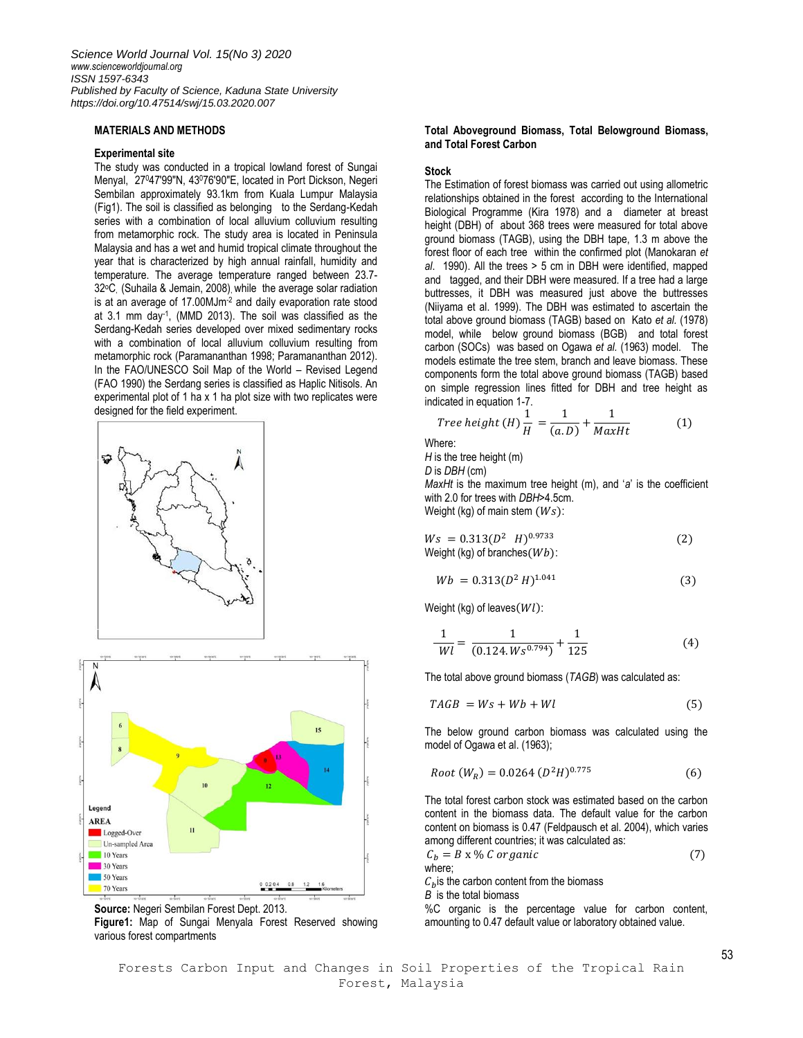## MATERIALS AND METHODS

### Experimental site

The study was conducted in a tropical lowland forest of Sungai Menyal, 27⁰47'99"N, 43⁰76'90"E, located in Port Dickson, Negeri Sembilan approximately 93.1km from Kuala Lumpur Malaysia (Fig1). The soil is classified as belonging to the Serdang-Kedah series with a combination of local alluvium colluvium resulting from metamorphic rock. The study area is located in Peninsula Malaysia and has a wet and humid tropical climate throughout the year that is characterized by high annual rainfall, humidity and temperature. The average temperature ranged between 23.7-32°C, (Suhaila & Jemain, 2008), while the average solar radiation is at an average of 17.00MJm$^{-2}$ and daily evaporation rate stood at 3.1 mm day$^{-1}$, (MMD 2013). The soil was classified as the Serdang-Kedah series developed over mixed sedimentary rocks with a combination of local alluvium colluvium resulting from metamorphic rock (Paramananthan 1998; Paramananthan 2012). In the FAO/UNESCO Soil Map of the World – Revised Legend (FAO 1990) the Serdang series is classified as Haplic Nitisols. An experimental plot of 1 ha x 1 ha plot size with two replicates were designed for the field experiment.

**Source:** Negeri Sembilan Forest Dept. 2013.
**Figure1:** Map of Sungai Menyala Forest Reserved showing various forest compartments

### Total Aboveground Biomass, Total Belowground Biomass, and Total Forest Carbon

### Stock

The Estimation of forest biomass was carried out using allometric relationships obtained in the forest according to the International Biological Programme (Kira 1978) and a diameter at breast height (DBH) of about 368 trees were measured for total above ground biomass (TAGB), using the DBH tape, 1.3 m above the forest floor of each tree within the confirmed plot (Manokaran *et al.* 1990). All the trees > 5 cm in DBH were identified, mapped and tagged, and their DBH were measured. If a tree had a large buttresses, it DBH was measured just above the buttresses (Niiyama et al. 1999). The DBH was estimated to ascertain the total above ground biomass (TAGB) based on Kato *et al.* (1978) model, while below ground biomass (BGB) and total forest carbon (SOCs) was based on Ogawa *et al.* (1963) model. The models estimate the tree stem, branch and leave biomass. These components form the total above ground biomass (TAGB) based on simple regression lines fitted for DBH and tree height as indicated in equation 1-7.

$$Tree\ height\ (H)\frac{1}{H} = \frac{1}{(a.D)} + \frac{1}{MaxHt} \tag{1}$$

Where:
$H$ is the tree height (m)
$D$ is *DBH* (cm)
$MaxHt$ is the maximum tree height (m), and '$a$' is the coefficient with 2.0 for trees with *DBH*>4.5cm.
Weight (kg) of main stem $(Ws)$:

$$Ws = 0.313(D^2\ \ H)^{0.9733} \tag{2}$$

Weight (kg) of branches$(Wb)$:

$$Wb = 0.313(D^2 H)^{1.041} \tag{3}$$

Weight (kg) of leaves$(Wl)$:

$$\frac{1}{Wl} = \frac{1}{(0.124.Ws^{0.794})} + \frac{1}{125} \tag{4}$$

The total above ground biomass (*TAGB*) was calculated as:

$$TAGB = Ws + Wb + Wl \tag{5}$$

The below ground carbon biomass was calculated using the model of Ogawa et al. (1963);

$$Root\ (W_R) = 0.0264\ (D^2H)^{0.775} \tag{6}$$

The total forest carbon stock was estimated based on the carbon content in the biomass data. The default value for the carbon content on biomass is 0.47 (Feldpausch et al. 2004), which varies among different countries; it was calculated as:

$$C_b = B \times \%\ C\ organic \tag{7}$$

where;
$C_b$is the carbon content from the biomass
$B$ is the total biomass
%C organic is the percentage value for carbon content, amounting to 0.47 default value or laboratory obtained value.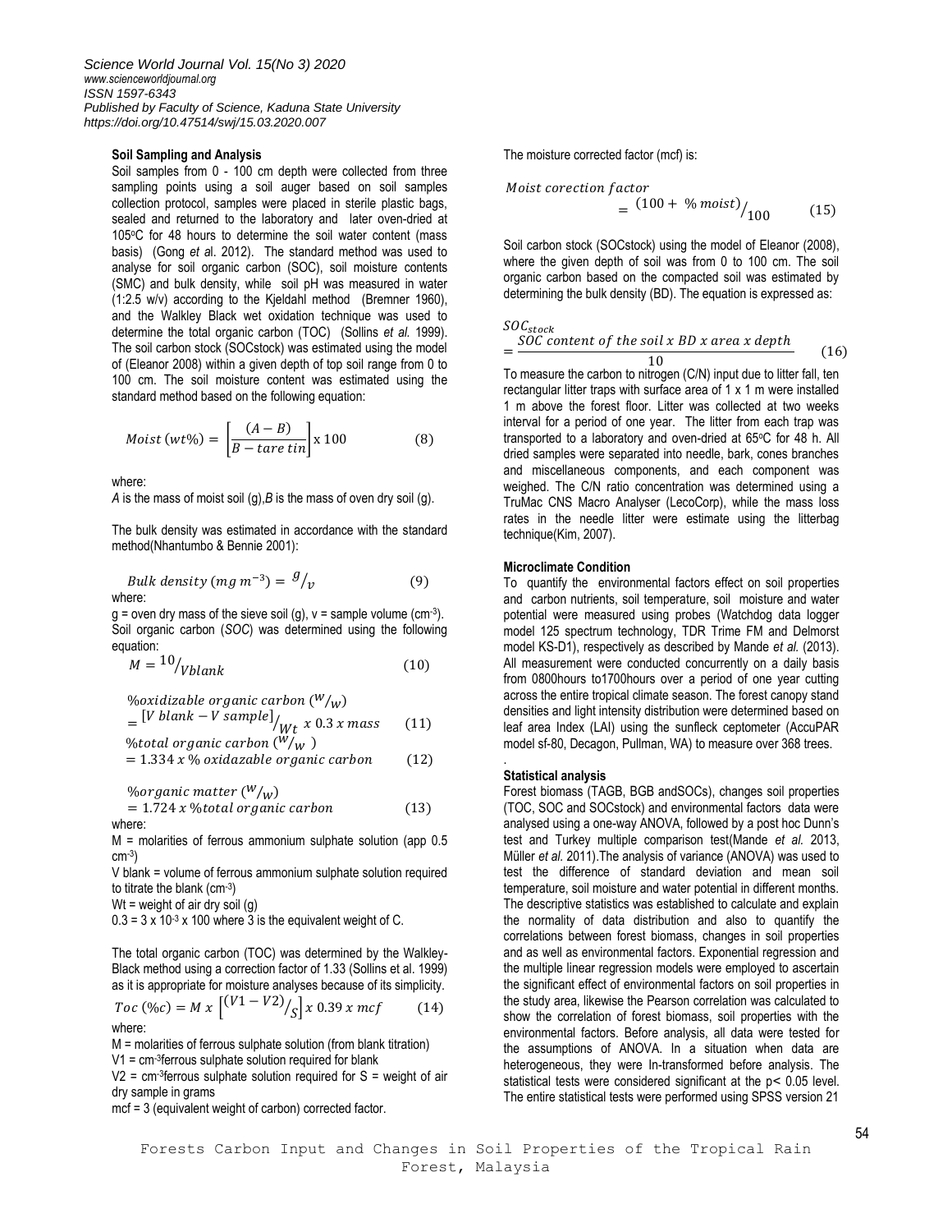### Soil Sampling and Analysis

Soil samples from 0 - 100 cm depth were collected from three sampling points using a soil auger based on soil samples collection protocol, samples were placed in sterile plastic bags, sealed and returned to the laboratory and later oven-dried at 105°C for 48 hours to determine the soil water content (mass basis) (Gong *et a*l. 2012). The standard method was used to analyse for soil organic carbon (SOC), soil moisture contents (SMC) and bulk density, while soil pH was measured in water (1:2.5 w/v) according to the Kjeldahl method (Bremner 1960), and the Walkley Black wet oxidation technique was used to determine the total organic carbon (TOC) (Sollins *et al.* 1999). The soil carbon stock (SOCstock) was estimated using the model of (Eleanor 2008) within a given depth of top soil range from 0 to 100 cm. The soil moisture content was estimated using the standard method based on the following equation:

$$Moist\ (wt\%) = \left[\frac{(A-B)}{B - tare\ tin}\right] \text{x}\ 100 \qquad (8)$$

where:

*A* is the mass of moist soil (g),*B* is the mass of oven dry soil (g).

The bulk density was estimated in accordance with the standard method(Nhantumbo & Bennie 2001):

$$Bulk\ density\ (mg\ m^{-3}) = {}^{g}/_{v} \qquad (9)$$

where:

g = oven dry mass of the sieve soil (g), v = sample volume (cm$^{-3}$).

Soil organic carbon (*SOC*) was determined using the following equation:

$$M = {}^{10}/_{Vblank} \qquad (10)$$

$$\%oxidizable\ organic\ carbon\ ({}^{w}/_{w}) = {}^{[V\ blank - V\ sample]}/_{Wt}\ x\ 0.3\ x\ mass \qquad (11)$$

$$\%total\ organic\ carbon\ ({}^{w}/_{w}) = 1.334\ x\ \%\ oxidazable\ organic\ carbon \qquad (12)$$

$$\%organic\ matter\ ({}^{w}/_{w}) = 1.724\ x\ \%total\ organic\ carbon \qquad (13)$$

where:

M = molarities of ferrous ammonium sulphate solution (app 0.5 cm$^{-3}$)

V blank = volume of ferrous ammonium sulphate solution required to titrate the blank (cm$^{-3}$)

Wt = weight of air dry soil (g)

0.3 = 3 x 10$^{-3}$ x 100 where 3 is the equivalent weight of C.

The total organic carbon (TOC) was determined by the Walkley-Black method using a correction factor of 1.33 (Sollins et al. 1999) as it is appropriate for moisture analyses because of its simplicity.

$$Toc\ (\%c) = M\ x\ \left[{}^{(V1 - V2)}/_{S}\right] x\ 0.39\ x\ mcf \qquad (14)$$

where:

M = molarities of ferrous sulphate solution (from blank titration)

V1 = cm$^{-3}$ferrous sulphate solution required for blank

V2 = cm$^{-3}$ferrous sulphate solution required for S = weight of air dry sample in grams

mcf = 3 (equivalent weight of carbon) corrected factor.

The moisture corrected factor (mcf) is:

$$Moist\ corection\ factor = {}^{(100 +\ \%\ moist)}/_{100} \qquad (15)$$

Soil carbon stock (SOCstock) using the model of Eleanor (2008), where the given depth of soil was from 0 to 100 cm. The soil organic carbon based on the compacted soil was estimated by determining the bulk density (BD). The equation is expressed as:

$$SOC_{stock} = \frac{SOC\ content\ of\ the\ soil\ x\ BD\ x\ area\ x\ depth}{10} \qquad (16)$$

To measure the carbon to nitrogen (C/N) input due to litter fall, ten rectangular litter traps with surface area of 1 x 1 m were installed 1 m above the forest floor. Litter was collected at two weeks interval for a period of one year. The litter from each trap was transported to a laboratory and oven-dried at 65°C for 48 h. All dried samples were separated into needle, bark, cones branches and miscellaneous components, and each component was weighed. The C/N ratio concentration was determined using a TruMac CNS Macro Analyser (LecoCorp), while the mass loss rates in the needle litter were estimate using the litterbag technique(Kim, 2007).

### Microclimate Condition

To quantify the environmental factors effect on soil properties and carbon nutrients, soil temperature, soil moisture and water potential were measured using probes (Watchdog data logger model 125 spectrum technology, TDR Trime FM and Delmorst model KS-D1), respectively as described by Mande *et al.* (2013). All measurement were conducted concurrently on a daily basis from 0800hours to1700hours over a period of one year cutting across the entire tropical climate season. The forest canopy stand densities and light intensity distribution were determined based on leaf area Index (LAI) using the sunfleck ceptometer (AccuPAR model sf-80, Decagon, Pullman, WA) to measure over 368 trees.

### Statistical analysis

Forest biomass (TAGB, BGB andSOCs), changes soil properties (TOC, SOC and SOCstock) and environmental factors data were analysed using a one-way ANOVA, followed by a post hoc Dunn's test and Turkey multiple comparison test(Mande *et al.* 2013, Müller *et al.* 2011).The analysis of variance (ANOVA) was used to test the difference of standard deviation and mean soil temperature, soil moisture and water potential in different months. The descriptive statistics was established to calculate and explain the normality of data distribution and also to quantify the correlations between forest biomass, changes in soil properties and as well as environmental factors. Exponential regression and the multiple linear regression models were employed to ascertain the significant effect of environmental factors on soil properties in the study area, likewise the Pearson correlation was calculated to show the correlation of forest biomass, soil properties with the environmental factors. Before analysis, all data were tested for the assumptions of ANOVA. In a situation when data are heterogeneous, they were In-transformed before analysis. The statistical tests were considered significant at the p< 0.05 level. The entire statistical tests were performed using SPSS version 21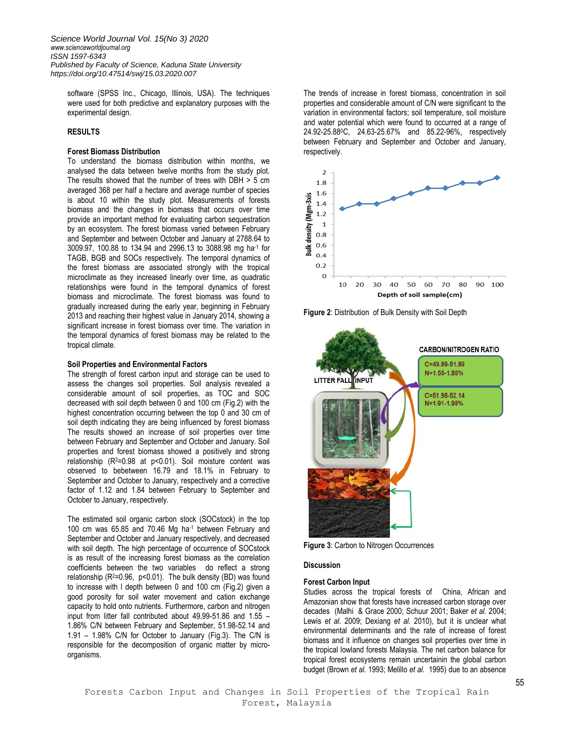software (SPSS Inc., Chicago, Illinois, USA). The techniques were used for both predictive and explanatory purposes with the experimental design.

## RESULTS

### Forest Biomass Distribution

To understand the biomass distribution within months, we analysed the data between twelve months from the study plot. The results showed that the number of trees with DBH > 5 cm averaged 368 per half a hectare and average number of species is about 10 within the study plot. Measurements of forests biomass and the changes in biomass that occurs over time provide an important method for evaluating carbon sequestration by an ecosystem. The forest biomass varied between February and September and between October and January at 2788.64 to 3009.97, 100.88 to 134.94 and 2996.13 to 3088.98 mg ha$^{-1}$ for TAGB, BGB and SOCs respectively. The temporal dynamics of the forest biomass are associated strongly with the tropical microclimate as they increased linearly over time, as quadratic relationships were found in the temporal dynamics of forest biomass and microclimate. The forest biomass was found to gradually increased during the early year, beginning in February 2013 and reaching their highest value in January 2014, showing a significant increase in forest biomass over time. The variation in the temporal dynamics of forest biomass may be related to the tropical climate.

### Soil Properties and Environmental Factors

The strength of forest carbon input and storage can be used to assess the changes soil properties. Soil analysis revealed a considerable amount of soil properties, as TOC and SOC decreased with soil depth between 0 and 100 cm (Fig.2) with the highest concentration occurring between the top 0 and 30 cm of soil depth indicating they are being influenced by forest biomass The results showed an increase of soil properties over time between February and September and October and January. Soil properties and forest biomass showed a positively and strong relationship ($R^2$=0.98 at $p$<0.01). Soil moisture content was observed to bebetween 16.79 and 18.1% in February to September and October to January, respectively and a corrective factor of 1.12 and 1.84 between February to September and October to January, respectively.

The estimated soil organic carbon stock (SOCstock) in the top 100 cm was 65.85 and 70.46 Mg ha$^{-1}$ between February and September and October and January respectively, and decreased with soil depth. The high percentage of occurrence of SOCstock is as result of the increasing forest biomass as the correlation coefficients between the two variables do reflect a strong relationship ($R^2$=0.96, $p$<0.01). The bulk density (BD) was found to increase with l depth between 0 and 100 cm (Fig.2) given a good porosity for soil water movement and cation exchange capacity to hold onto nutrients. Furthermore, carbon and nitrogen input from litter fall contributed about 49.99-51.86 and 1.55 – 1.86% C/N between February and September, 51.98-52.14 and 1.91 – 1.98% C/N for October to January (Fig.3). The C/N is responsible for the decomposition of organic matter by micro-organisms.

The trends of increase in forest biomass, concentration in soil properties and considerable amount of C/N were significant to the variation in environmental factors; soil temperature, soil moisture and water potential which were found to occurred at a range of 24.92-25.88$^0$C, 24.63-25.67% and 85.22-96%, respectively between February and September and October and January, respectively.

**Figure 2**: Distribution of Bulk Density with Soil Depth

**Figure 3**: Carbon to Nitrogen Occurrences

### Discussion

#### Forest Carbon Input

Studies across the tropical forests of China, African and Amazonian show that forests have increased carbon storage over decades (Malhi & Grace 2000; Schuur 2001; Baker *et al.* 2004; Lewis *et al.* 2009; Dexiang *et al.* 2010), but it is unclear what environmental determinants and the rate of increase of forest biomass and it influence on changes soil properties over time in the tropical lowland forests Malaysia. The net carbon balance for tropical forest ecosystems remain uncertainin the global carbon budget (Brown *et al.* 1993; Melillo *et al.* 1995) due to an absence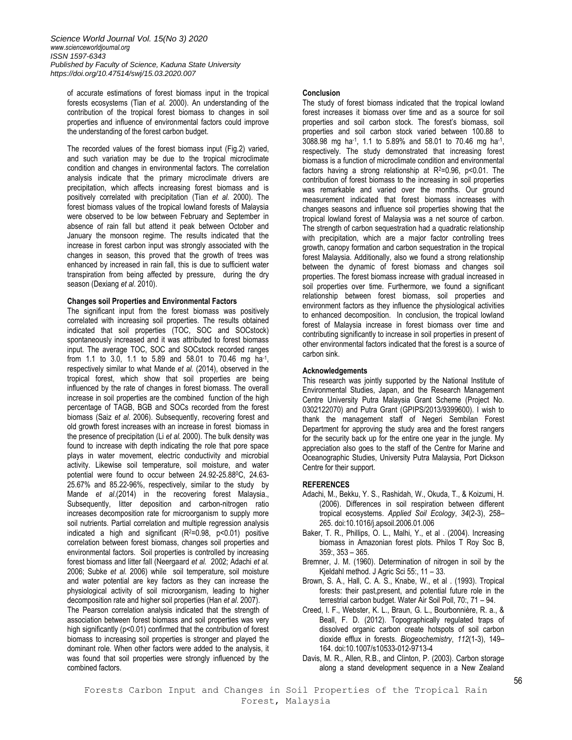of accurate estimations of forest biomass input in the tropical forests ecosystems (Tian *et al.* 2000). An understanding of the contribution of the tropical forest biomass to changes in soil properties and influence of environmental factors could improve the understanding of the forest carbon budget.

The recorded values of the forest biomass input (Fig.2) varied, and such variation may be due to the tropical microclimate condition and changes in environmental factors. The correlation analysis indicate that the primary microclimate drivers are precipitation, which affects increasing forest biomass and is positively correlated with precipitation (Tian *et al.* 2000). The forest biomass values of the tropical lowland forests of Malaysia were observed to be low between February and September in absence of rain fall but attend it peak between October and January the monsoon regime. The results indicated that the increase in forest carbon input was strongly associated with the changes in season, this proved that the growth of trees was enhanced by increased in rain fall, this is due to sufficient water transpiration from being affected by pressure, during the dry season (Dexiang *et al*. 2010).

**Changes soil Properties and Environmental Factors**

The significant input from the forest biomass was positively correlated with increasing soil properties. The results obtained indicated that soil properties (TOC, SOC and SOCstock) spontaneously increased and it was attributed to forest biomass input. The average TOC, SOC and SOCstock recorded ranges from 1.1 to 3.0, 1.1 to 5.89 and 58.01 to 70.46 mg ha$^{-1}$, respectively similar to what Mande *et al.* (2014), observed in the tropical forest, which show that soil properties are being influenced by the rate of changes in forest biomass. The overall increase in soil properties are the combined function of the high percentage of TAGB, BGB and SOCs recorded from the forest biomass (Saiz *et al*. 2006). Subsequently, recovering forest and old growth forest increases with an increase in forest biomass in the presence of precipitation (Li *et al.* 2000). The bulk density was found to increase with depth indicating the role that pore space plays in water movement, electric conductivity and microbial activity. Likewise soil temperature, soil moisture, and water potential were found to occur between 24.92-25.88$^{0}$C, 24.63-25.67% and 85.22-96%, respectively, similar to the study by Mande *et al*.(2014) in the recovering forest Malaysia., Subsequently, litter deposition and carbon-nitrogen ratio increases decomposition rate for microorganism to supply more soil nutrients. Partial correlation and multiple regression analysis indicated a high and significant ($R^2$=0.98, $p$<0.01) positive correlation between forest biomass, changes soil properties and environmental factors. Soil properties is controlled by increasing forest biomass and litter fall (Neergaard *et al.* 2002; Adachi *et al.* 2006; Subke *et al.* 2006) while soil temperature, soil moisture and water potential are key factors as they can increase the physiological activity of soil microorganism, leading to higher decomposition rate and higher soil properties (Han *et al*. 2007).

The Pearson correlation analysis indicated that the strength of association between forest biomass and soil properties was very high significantly ($p$<0.01) confirmed that the contribution of forest biomass to increasing soil properties is stronger and played the dominant role. When other factors were added to the analysis, it was found that soil properties were strongly influenced by the combined factors.

**Conclusion**

The study of forest biomass indicated that the tropical lowland forest increases it biomass over time and as a source for soil properties and soil carbon stock. The forest's biomass, soil properties and soil carbon stock varied between 100.88 to 3088.98 mg ha$^{-1}$, 1.1 to 5.89% and 58.01 to 70.46 mg ha$^{-1}$, respectively. The study demonstrated that increasing forest biomass is a function of microclimate condition and environmental factors having a strong relationship at $R^2$=0.96, $p$<0.01. The contribution of forest biomass to the increasing in soil properties was remarkable and varied over the months. Our ground measurement indicated that forest biomass increases with changes seasons and influence soil properties showing that the tropical lowland forest of Malaysia was a net source of carbon. The strength of carbon sequestration had a quadratic relationship with precipitation, which are a major factor controlling trees growth, canopy formation and carbon sequestration in the tropical forest Malaysia. Additionally, also we found a strong relationship between the dynamic of forest biomass and changes soil properties. The forest biomass increase with gradual increased in soil properties over time. Furthermore, we found a significant relationship between forest biomass, soil properties and environment factors as they influence the physiological activities to enhanced decomposition. In conclusion, the tropical lowland forest of Malaysia increase in forest biomass over time and contributing significantly to increase in soil properties in present of other environmental factors indicated that the forest is a source of carbon sink.

**Acknowledgements**

This research was jointly supported by the National Institute of Environmental Studies, Japan, and the Research Management Centre University Putra Malaysia Grant Scheme (Project No. 0302122070) and Putra Grant (GPIPS/2013/9399600). I wish to thank the management staff of Negeri Sembilan Forest Department for approving the study area and the forest rangers for the security back up for the entire one year in the jungle. My appreciation also goes to the staff of the Centre for Marine and Oceanographic Studies, University Putra Malaysia, Port Dickson Centre for their support.

**REFERENCES**

Adachi, M., Bekku, Y. S., Rashidah, W., Okuda, T., & Koizumi, H. (2006). Differences in soil respiration between different tropical ecosystems. *Applied Soil Ecology*, *34*(2-3), 258–265. doi:10.1016/j.apsoil.2006.01.006

Baker, T. R., Phillips, O. L., Malhi, Y., et al . (2004). Increasing biomass in Amazonian forest plots. Philos T Roy Soc B, 359:, 353 – 365.

Bremner, J. M. (1960). Determination of nitrogen in soil by the Kjeldahl method. J Agric Sci 55:, 11 – 33.

Brown, S. A., Hall, C. A. S., Knabe, W., et al . (1993). Tropical forests: their past,present, and potential future role in the terrestrial carbon budget. Water Air Soil Poll, 70:, 71 – 94.

Creed, I. F., Webster, K. L., Braun, G. L., Bourbonnière, R. a., & Beall, F. D. (2012). Topographically regulated traps of dissolved organic carbon create hotspots of soil carbon dioxide efflux in forests. *Biogeochemistry*, *112*(1-3), 149–164. doi:10.1007/s10533-012-9713-4

Davis, M. R., Allen, R.B., and Clinton, P. (2003). Carbon storage along a stand development sequence in a New Zealand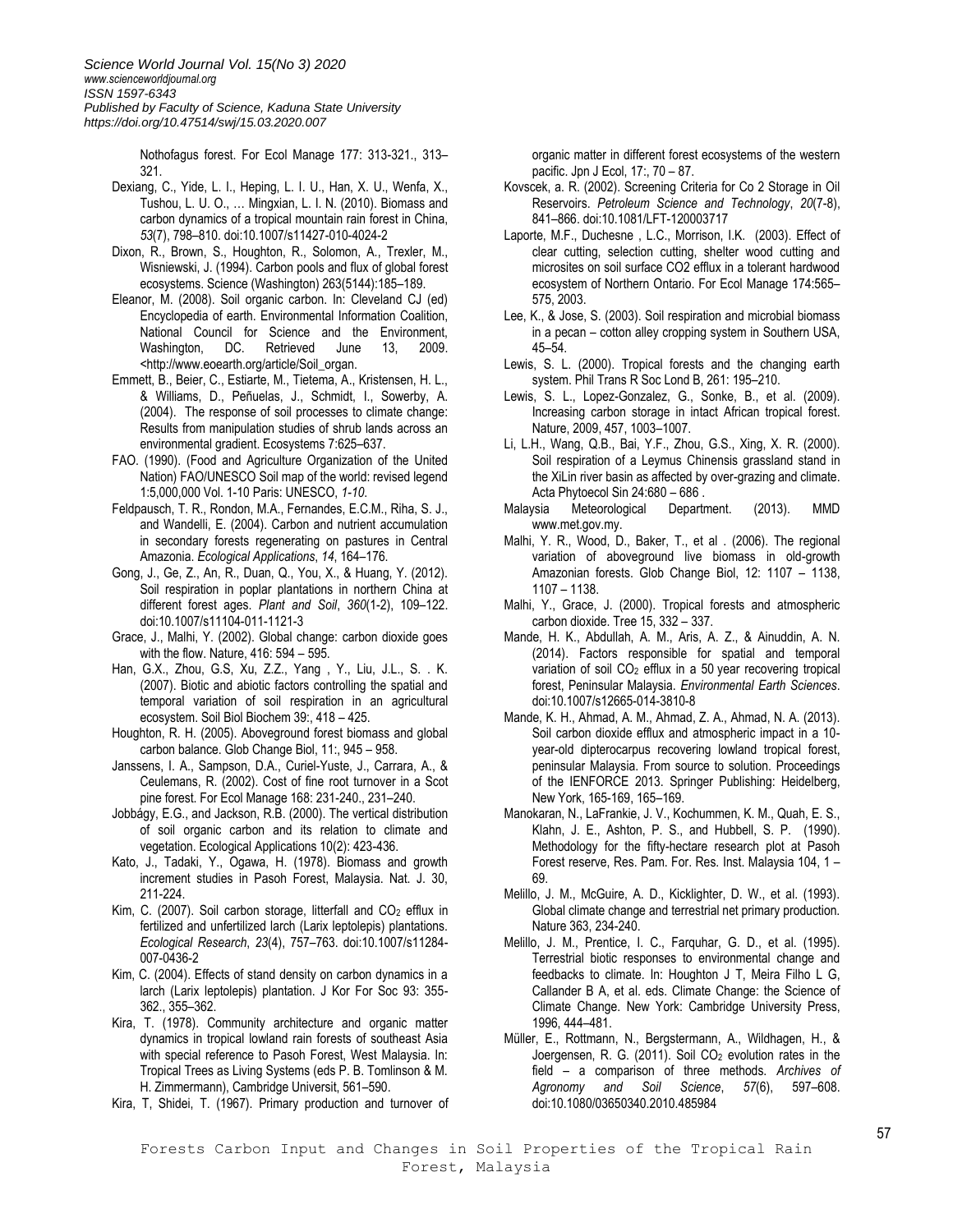Nothofagus forest. For Ecol Manage 177: 313-321., 313–321.

Dexiang, C., Yide, L. I., Heping, L. I. U., Han, X. U., Wenfa, X., Tushou, L. U. O., … Mingxian, L. I. N. (2010). Biomass and carbon dynamics of a tropical mountain rain forest in China, *53*(7), 798–810. doi:10.1007/s11427-010-4024-2

Dixon, R., Brown, S., Houghton, R., Solomon, A., Trexler, M., Wisniewski, J. (1994). Carbon pools and flux of global forest ecosystems. Science (Washington) 263(5144):185–189.

Eleanor, M. (2008). Soil organic carbon. In: Cleveland CJ (ed) Encyclopedia of earth. Environmental Information Coalition, National Council for Science and the Environment, Washington, DC. Retrieved June 13, 2009. <http://www.eoearth.org/article/Soil_organ.

Emmett, B., Beier, C., Estiarte, M., Tietema, A., Kristensen, H. L., & Williams, D., Peñuelas, J., Schmidt, I., Sowerby, A. (2004). The response of soil processes to climate change: Results from manipulation studies of shrub lands across an environmental gradient. Ecosystems 7:625–637.

FAO. (1990). (Food and Agriculture Organization of the United Nation) FAO/UNESCO Soil map of the world: revised legend 1:5,000,000 Vol. 1-10 Paris: UNESCO, *1-10*.

Feldpausch, T. R., Rondon, M.A., Fernandes, E.C.M., Riha, S. J., and Wandelli, E. (2004). Carbon and nutrient accumulation in secondary forests regenerating on pastures in Central Amazonia. *Ecological Applications*, *14*, 164–176.

Gong, J., Ge, Z., An, R., Duan, Q., You, X., & Huang, Y. (2012). Soil respiration in poplar plantations in northern China at different forest ages. *Plant and Soil*, *360*(1-2), 109–122. doi:10.1007/s11104-011-1121-3

Grace, J., Malhi, Y. (2002). Global change: carbon dioxide goes with the flow. Nature, 416: 594 – 595.

Han, G.X., Zhou, G.S, Xu, Z.Z., Yang , Y., Liu, J.L., S. . K. (2007). Biotic and abiotic factors controlling the spatial and temporal variation of soil respiration in an agricultural ecosystem. Soil Biol Biochem 39:, 418 – 425.

Houghton, R. H. (2005). Aboveground forest biomass and global carbon balance. Glob Change Biol, 11:, 945 – 958.

Janssens, I. A., Sampson, D.A., Curiel-Yuste, J., Carrara, A., & Ceulemans, R. (2002). Cost of fine root turnover in a Scot pine forest. For Ecol Manage 168: 231-240., 231–240.

Jobbágy, E.G., and Jackson, R.B. (2000). The vertical distribution of soil organic carbon and its relation to climate and vegetation. Ecological Applications 10(2): 423-436.

Kato, J., Tadaki, Y., Ogawa, H. (1978). Biomass and growth increment studies in Pasoh Forest, Malaysia. Nat. J. 30, 211-224.

Kim, C. (2007). Soil carbon storage, litterfall and $CO_2$ efflux in fertilized and unfertilized larch (Larix leptolepis) plantations. *Ecological Research*, *23*(4), 757–763. doi:10.1007/s11284-007-0436-2

Kim, C. (2004). Effects of stand density on carbon dynamics in a larch (Larix leptolepis) plantation. J Kor For Soc 93: 355-362., 355–362.

Kira, T. (1978). Community architecture and organic matter dynamics in tropical lowland rain forests of southeast Asia with special reference to Pasoh Forest, West Malaysia. In: Tropical Trees as Living Systems (eds P. B. Tomlinson & M. H. Zimmermann), Cambridge Universit, 561–590.

Kira, T, Shidei, T. (1967). Primary production and turnover of organic matter in different forest ecosystems of the western pacific. Jpn J Ecol, 17:, 70 – 87.

Kovscek, a. R. (2002). Screening Criteria for Co 2 Storage in Oil Reservoirs. *Petroleum Science and Technology*, *20*(7-8), 841–866. doi:10.1081/LFT-120003717

Laporte, M.F., Duchesne , L.C., Morrison, I.K. (2003). Effect of clear cutting, selection cutting, shelter wood cutting and microsites on soil surface CO2 efflux in a tolerant hardwood ecosystem of Northern Ontario. For Ecol Manage 174:565–575, 2003.

Lee, K., & Jose, S. (2003). Soil respiration and microbial biomass in a pecan – cotton alley cropping system in Southern USA, 45–54.

Lewis, S. L. (2000). Tropical forests and the changing earth system. Phil Trans R Soc Lond B, 261: 195–210.

Lewis, S. L., Lopez-Gonzalez, G., Sonke, B., et al. (2009). Increasing carbon storage in intact African tropical forest. Nature, 2009, 457, 1003–1007.

Li, L.H., Wang, Q.B., Bai, Y.F., Zhou, G.S., Xing, X. R. (2000). Soil respiration of a Leymus Chinensis grassland stand in the XiLin river basin as affected by over-grazing and climate. Acta Phytoecol Sin 24:680 – 686 .

Malaysia Meteorological Department. (2013). MMD www.met.gov.my.

Malhi, Y. R., Wood, D., Baker, T., et al . (2006). The regional variation of aboveground live biomass in old-growth Amazonian forests. Glob Change Biol, 12: 1107 – 1138, 1107 – 1138.

Malhi, Y., Grace, J. (2000). Tropical forests and atmospheric carbon dioxide. Tree 15, 332 – 337.

Mande, H. K., Abdullah, A. M., Aris, A. Z., & Ainuddin, A. N. (2014). Factors responsible for spatial and temporal variation of soil $CO_2$ efflux in a 50 year recovering tropical forest, Peninsular Malaysia. *Environmental Earth Sciences*. doi:10.1007/s12665-014-3810-8

Mande, K. H., Ahmad, A. M., Ahmad, Z. A., Ahmad, N. A. (2013). Soil carbon dioxide efflux and atmospheric impact in a 10-year-old dipterocarpus recovering lowland tropical forest, peninsular Malaysia. From source to solution. Proceedings of the IENFORCE 2013. Springer Publishing: Heidelberg, New York, 165-169, 165–169.

Manokaran, N., LaFrankie, J. V., Kochummen, K. M., Quah, E. S., Klahn, J. E., Ashton, P. S., and Hubbell, S. P. (1990). Methodology for the fifty-hectare research plot at Pasoh Forest reserve, Res. Pam. For. Res. Inst. Malaysia 104, 1 – 69.

Melillo, J. M., McGuire, A. D., Kicklighter, D. W., et al. (1993). Global climate change and terrestrial net primary production. Nature 363, 234-240.

Melillo, J. M., Prentice, I. C., Farquhar, G. D., et al. (1995). Terrestrial biotic responses to environmental change and feedbacks to climate. In: Houghton J T, Meira Filho L G, Callander B A, et al. eds. Climate Change: the Science of Climate Change. New York: Cambridge University Press, 1996, 444–481.

Müller, E., Rottmann, N., Bergstermann, A., Wildhagen, H., & Joergensen, R. G. (2011). Soil $CO_2$ evolution rates in the field – a comparison of three methods. *Archives of Agronomy and Soil Science*, *57*(6), 597–608. doi:10.1080/03650340.2010.485984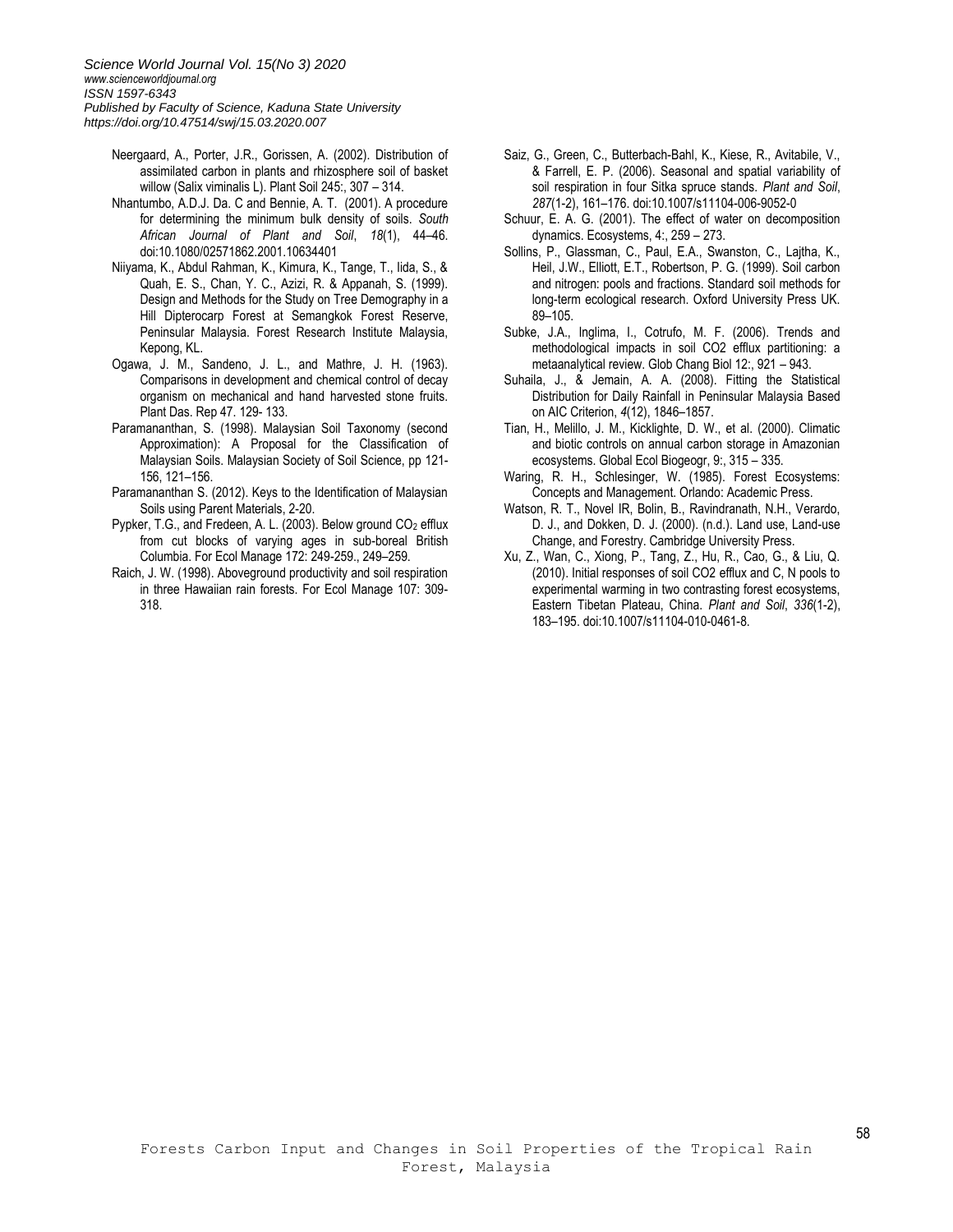Neergaard, A., Porter, J.R., Gorissen, A. (2002). Distribution of assimilated carbon in plants and rhizosphere soil of basket willow (Salix viminalis L). Plant Soil 245:, 307 – 314.

Nhantumbo, A.D.J. Da. C and Bennie, A. T. (2001). A procedure for determining the minimum bulk density of soils. *South African Journal of Plant and Soil*, *18*(1), 44–46. doi:10.1080/02571862.2001.10634401

Niiyama, K., Abdul Rahman, K., Kimura, K., Tange, T., Iida, S., & Quah, E. S., Chan, Y. C., Azizi, R. & Appanah, S. (1999). Design and Methods for the Study on Tree Demography in a Hill Dipterocarp Forest at Semangkok Forest Reserve, Peninsular Malaysia. Forest Research Institute Malaysia, Kepong, KL.

Ogawa, J. M., Sandeno, J. L., and Mathre, J. H. (1963). Comparisons in development and chemical control of decay organism on mechanical and hand harvested stone fruits. Plant Das. Rep 47. 129- 133.

Paramananthan, S. (1998). Malaysian Soil Taxonomy (second Approximation): A Proposal for the Classification of Malaysian Soils. Malaysian Society of Soil Science, pp 121-156, 121–156.

Paramananthan S. (2012). Keys to the Identification of Malaysian Soils using Parent Materials, 2-20.

Pypker, T.G., and Fredeen, A. L. (2003). Below ground $CO_2$ efflux from cut blocks of varying ages in sub-boreal British Columbia. For Ecol Manage 172: 249-259., 249–259.

Raich, J. W. (1998). Aboveground productivity and soil respiration in three Hawaiian rain forests. For Ecol Manage 107: 309-318.

Saiz, G., Green, C., Butterbach-Bahl, K., Kiese, R., Avitabile, V., & Farrell, E. P. (2006). Seasonal and spatial variability of soil respiration in four Sitka spruce stands. *Plant and Soil*, *287*(1-2), 161–176. doi:10.1007/s11104-006-9052-0

Schuur, E. A. G. (2001). The effect of water on decomposition dynamics. Ecosystems, 4:, 259 – 273.

Sollins, P., Glassman, C., Paul, E.A., Swanston, C., Lajtha, K., Heil, J.W., Elliott, E.T., Robertson, P. G. (1999). Soil carbon and nitrogen: pools and fractions. Standard soil methods for long-term ecological research. Oxford University Press UK. 89–105.

Subke, J.A., Inglima, I., Cotrufo, M. F. (2006). Trends and methodological impacts in soil CO2 efflux partitioning: a metaanalytical review. Glob Chang Biol 12:, 921 – 943.

Suhaila, J., & Jemain, A. A. (2008). Fitting the Statistical Distribution for Daily Rainfall in Peninsular Malaysia Based on AIC Criterion, *4*(12), 1846–1857.

Tian, H., Melillo, J. M., Kicklighte, D. W., et al. (2000). Climatic and biotic controls on annual carbon storage in Amazonian ecosystems. Global Ecol Biogeogr, 9:, 315 – 335.

Waring, R. H., Schlesinger, W. (1985). Forest Ecosystems: Concepts and Management. Orlando: Academic Press.

Watson, R. T., Novel IR, Bolin, B., Ravindranath, N.H., Verardo, D. J., and Dokken, D. J. (2000). (n.d.). Land use, Land-use Change, and Forestry. Cambridge University Press.

Xu, Z., Wan, C., Xiong, P., Tang, Z., Hu, R., Cao, G., & Liu, Q. (2010). Initial responses of soil CO2 efflux and C, N pools to experimental warming in two contrasting forest ecosystems, Eastern Tibetan Plateau, China. *Plant and Soil*, *336*(1-2), 183–195. doi:10.1007/s11104-010-0461-8.